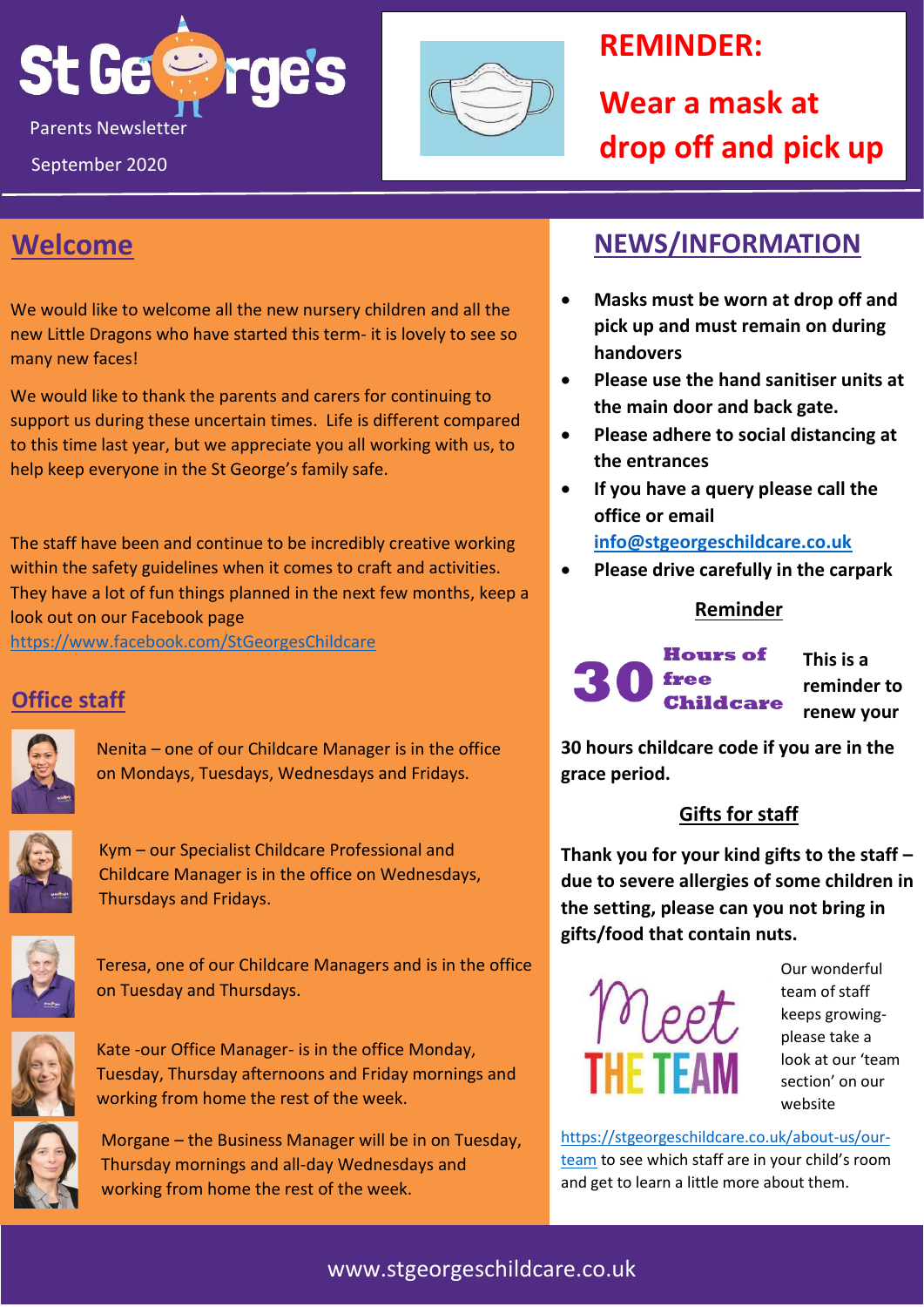# St George's

Parents Newsletter

September 2020

**REMINDER:**

**Wear a mask at drop off and pick up**

## Welcome

We would like to welcome all the new nursery children and all the new Little Dragons who have started this term- it is lovely to see so many new faces!

We would like to thank the parents and carers for continuing to support us during these uncertain times. Life is different compared to this time last year, but we appreciate you all working with us, to help keep everyone in the St George's family safe.

The staff have been and continue to be incredibly creative working within the safety guidelines when it comes to craft and activities. They have a lot of fun things planned in the next few months, keep a look out on our Facebook page https://www.facebook.com/StGeorgesChildcare

## Office staff

Nenita – one of our Childcare Manager is in the office on Mondays, Tuesdays, Wednesdays and Fridays.

Kym – our Specialist Childcare Professional and Childcare Manager is in the office on Wednesdays, Thursdays and Fridays.

Teresa, one of our Childcare Managers and is in the office on Tuesday and Thursdays.

Kate -our Office Manager- is in the office Monday, Tuesday, Thursday afternoons and Friday mornings and working from home the rest of the week.

Morgane – the Business Manager will be in on Tuesday, Thursday mornings and all-day Wednesdays and working from home the rest of the week.

## NEWS/INFORMATION

- **Masks must be worn at drop off and pick up and must remain on during handovers**
- **Please use the hand sanitiser units at the main door and back gate.**
- **Please adhere to social distancing at the entrances**
- **If you have a query please call the office or email info@stgeorgeschildcare.co.uk**
- **Please drive carefully in the carpark**

### Reminder

**30 Hours of free Childcare**

**This is a reminder to renew your 30 hours childcare code if you are in the grace period.**

### Gifts for staff

**Thank you for your kind gifts to the staff – due to severe allergies of some children in the setting, please can you not bring in gifts/food that contain nuts.**

**Meet THE TEAM**

Our wonderful team of staff keeps growing- please take a look at our 'team section' on our website

https://stgeorgeschildcare.co.uk/about-us/our-team to see which staff are in your child's room and get to learn a little more about them.

www.stgeorgeschildcare.co.uk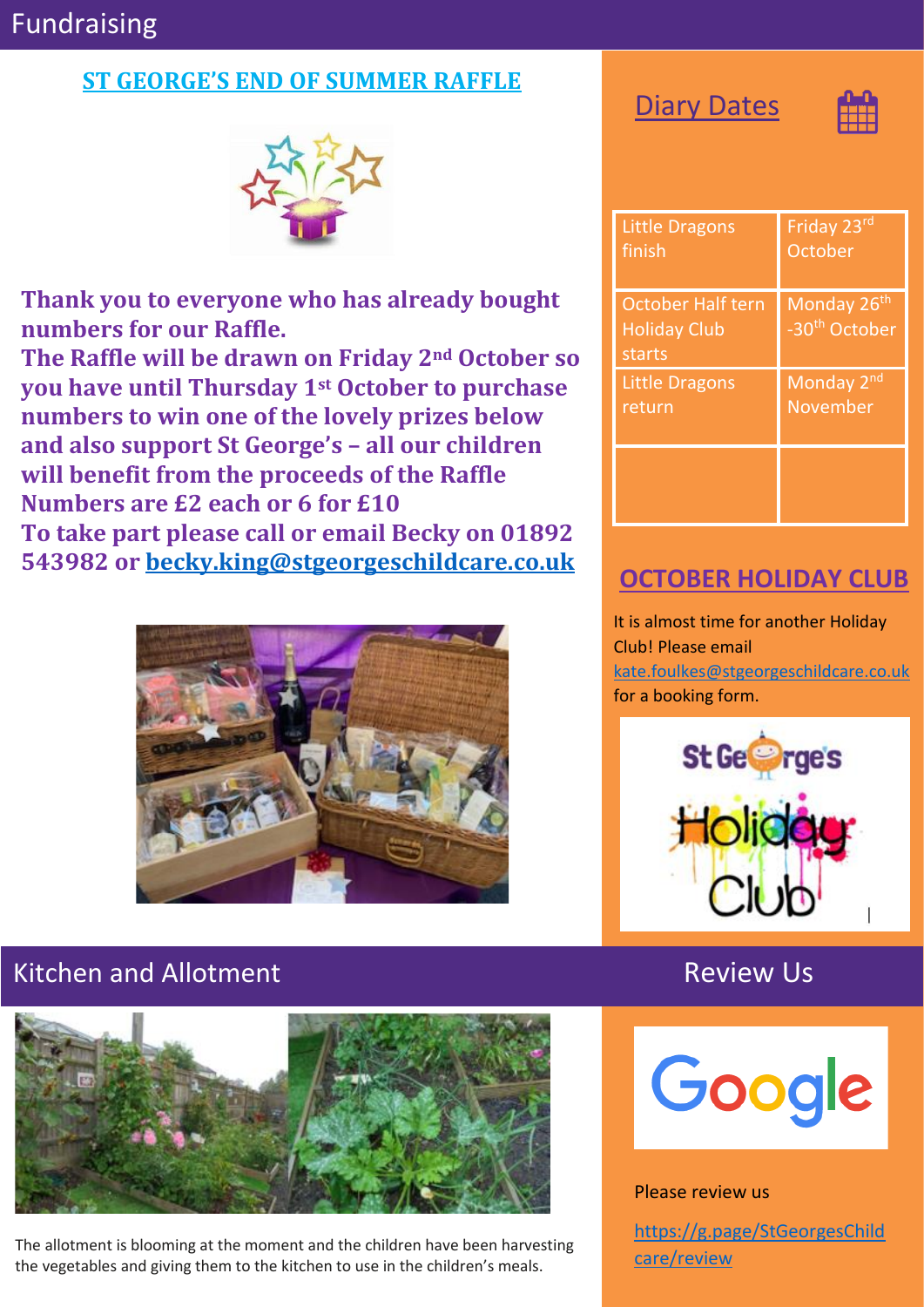# Fundraising

## ST GEORGE'S END OF SUMMER RAFFLE

**Thank you to everyone who has already bought numbers for our Raffle.**
**The Raffle will be drawn on Friday 2nd October so you have until Thursday 1st October to purchase numbers to win one of the lovely prizes below and also support St George's – all our children will benefit from the proceeds of the Raffle**
**Numbers are £2 each or 6 for £10**
**To take part please call or email Becky on 01892 543982 or becky.king@stgeorgeschildcare.co.uk**

## Diary Dates

| | |
|---|---|
| Little Dragons finish | Friday 23rd October |
| October Half tern Holiday Club starts | Monday 26th -30th October |
| Little Dragons return | Monday 2nd November |
| | |

## OCTOBER HOLIDAY CLUB

It is almost time for another Holiday Club! Please email kate.foulkes@stgeorgeschildcare.co.uk for a booking form.

# Kitchen and Allotment

The allotment is blooming at the moment and the children have been harvesting the vegetables and giving them to the kitchen to use in the children's meals.

# Review Us

Please review us

https://g.page/StGeorgesChildcare/review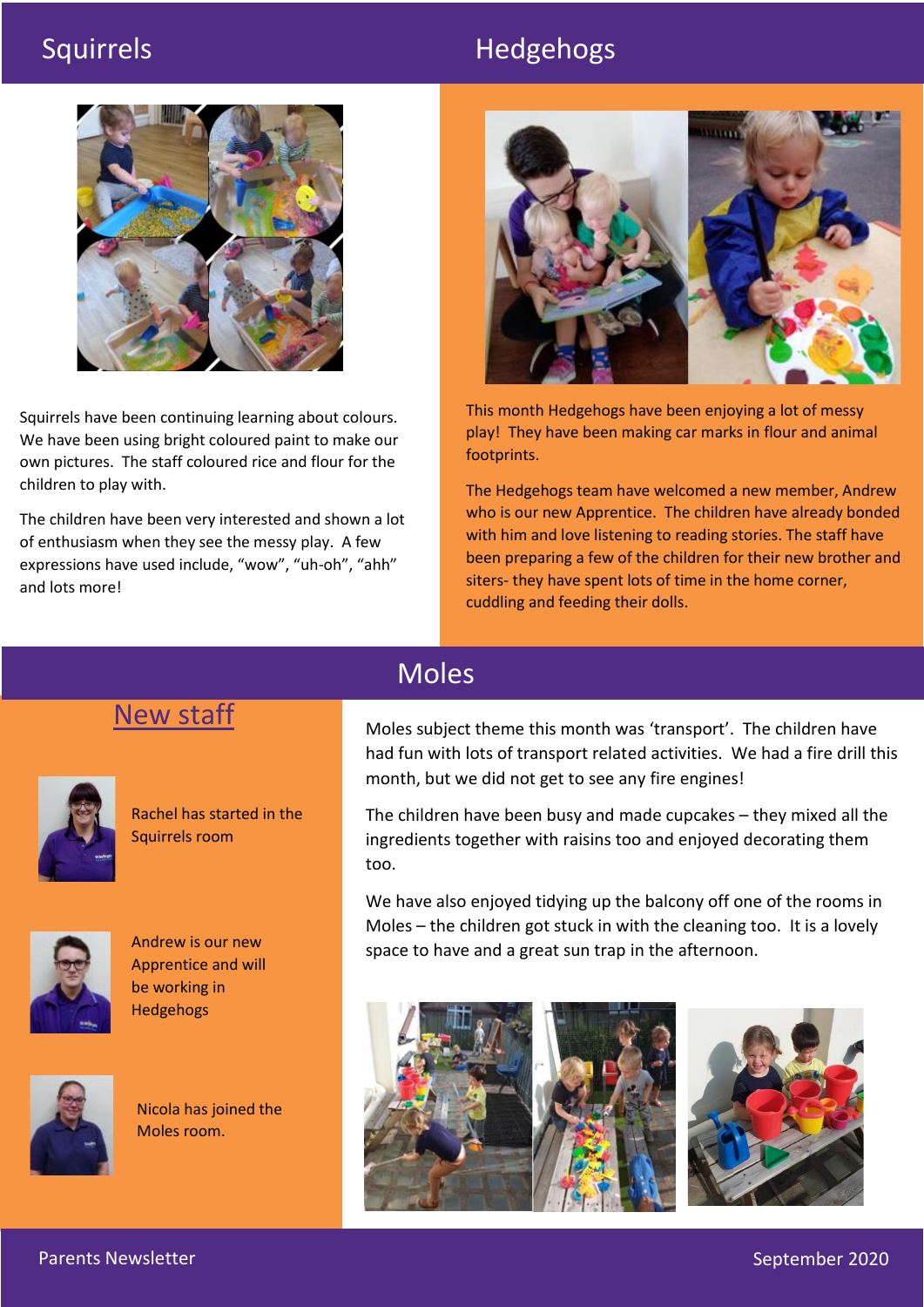## Squirrels

Squirrels have been continuing learning about colours. We have been using bright coloured paint to make our own pictures. The staff coloured rice and flour for the children to play with.

The children have been very interested and shown a lot of enthusiasm when they see the messy play. A few expressions have used include, "wow", "uh-oh", "ahh" and lots more!

## Hedgehogs

This month Hedgehogs have been enjoying a lot of messy play! They have been making car marks in flour and animal footprints.

The Hedgehogs team have welcomed a new member, Andrew who is our new Apprentice. The children have already bonded with him and love listening to reading stories. The staff have been preparing a few of the children for their new brother and siters- they have spent lots of time in the home corner, cuddling and feeding their dolls.

## New staff

Rachel has started in the Squirrels room

Andrew is our new Apprentice and will be working in Hedgehogs

Nicola has joined the Moles room.

## Moles

Moles subject theme this month was 'transport'. The children have had fun with lots of transport related activities. We had a fire drill this month, but we did not get to see any fire engines!

The children have been busy and made cupcakes – they mixed all the ingredients together with raisins too and enjoyed decorating them too.

We have also enjoyed tidying up the balcony off one of the rooms in Moles – the children got stuck in with the cleaning too. It is a lovely space to have and a great sun trap in the afternoon.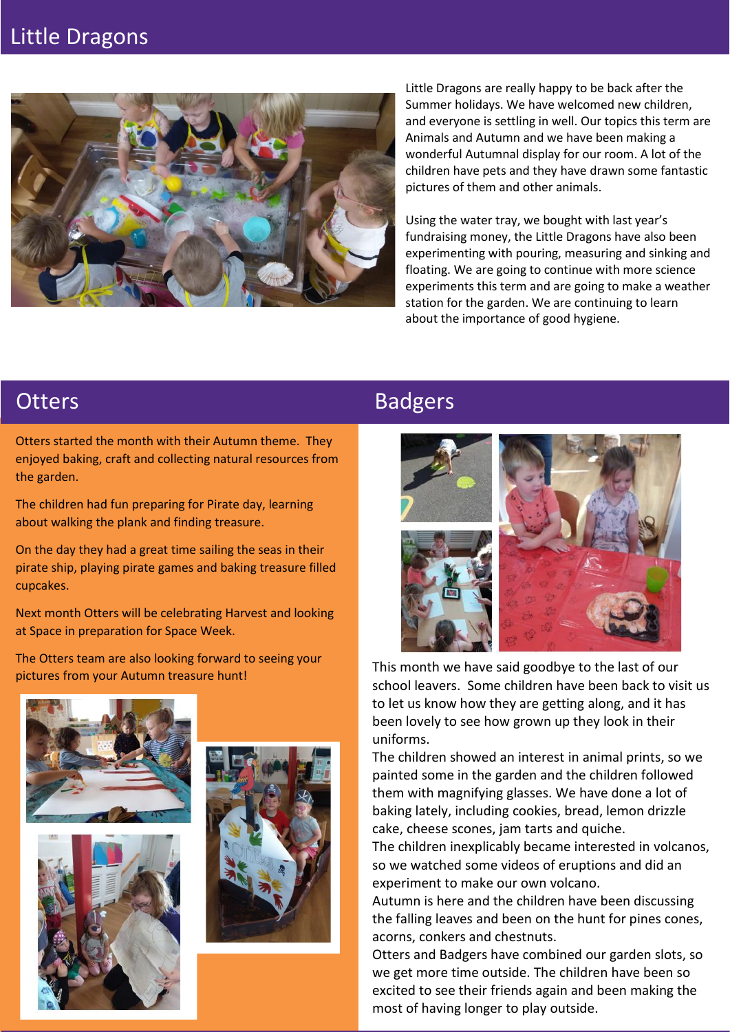## Little Dragons

Little Dragons are really happy to be back after the Summer holidays. We have welcomed new children, and everyone is settling in well. Our topics this term are Animals and Autumn and we have been making a wonderful Autumnal display for our room. A lot of the children have pets and they have drawn some fantastic pictures of them and other animals.

Using the water tray, we bought with last year's fundraising money, the Little Dragons have also been experimenting with pouring, measuring and sinking and floating. We are going to continue with more science experiments this term and are going to make a weather station for the garden. We are continuing to learn about the importance of good hygiene.

## Otters

Otters started the month with their Autumn theme. They enjoyed baking, craft and collecting natural resources from the garden.

The children had fun preparing for Pirate day, learning about walking the plank and finding treasure.

On the day they had a great time sailing the seas in their pirate ship, playing pirate games and baking treasure filled cupcakes.

Next month Otters will be celebrating Harvest and looking at Space in preparation for Space Week.

The Otters team are also looking forward to seeing your pictures from your Autumn treasure hunt!

## Badgers

This month we have said goodbye to the last of our school leavers. Some children have been back to visit us to let us know how they are getting along, and it has been lovely to see how grown up they look in their uniforms.

The children showed an interest in animal prints, so we painted some in the garden and the children followed them with magnifying glasses. We have done a lot of baking lately, including cookies, bread, lemon drizzle cake, cheese scones, jam tarts and quiche.

The children inexplicably became interested in volcanos, so we watched some videos of eruptions and did an experiment to make our own volcano.

Autumn is here and the children have been discussing the falling leaves and been on the hunt for pines cones, acorns, conkers and chestnuts.

Otters and Badgers have combined our garden slots, so we get more time outside. The children have been so excited to see their friends again and been making the most of having longer to play outside.